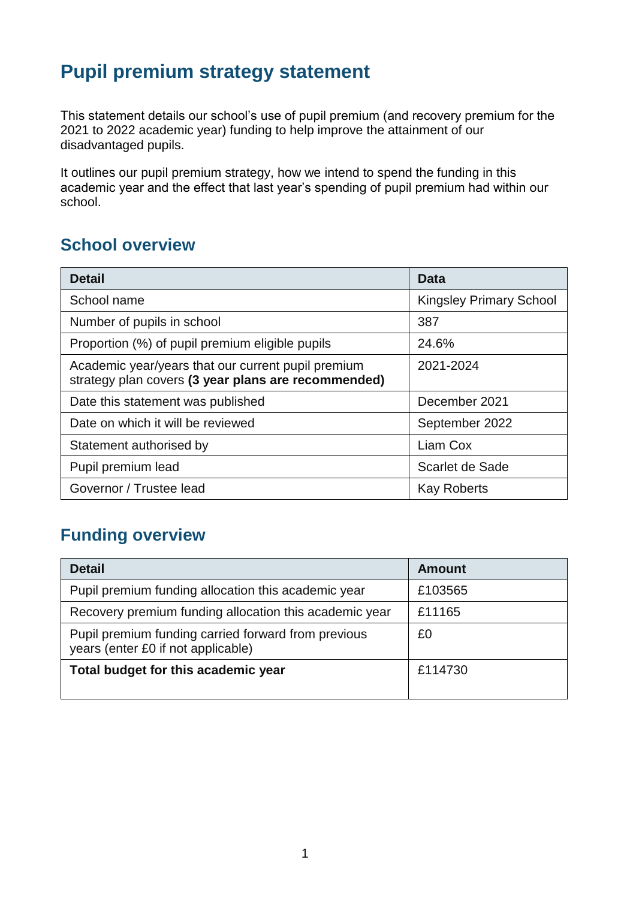# Pupil premium strategy statement

This statement details our school's use of pupil premium (and recovery premium for the 2021 to 2022 academic year) funding to help improve the attainment of our disadvantaged pupils.

It outlines our pupil premium strategy, how we intend to spend the funding in this academic year and the effect that last year's spending of pupil premium had within our school.

## School overview

| Detail | Data |
| --- | --- |
| School name | Kingsley Primary School |
| Number of pupils in school | 387 |
| Proportion (%) of pupil premium eligible pupils | 24.6% |
| Academic year/years that our current pupil premium strategy plan covers **(3 year plans are recommended)** | 2021-2024 |
| Date this statement was published | December 2021 |
| Date on which it will be reviewed | September 2022 |
| Statement authorised by | Liam Cox |
| Pupil premium lead | Scarlet de Sade |
| Governor / Trustee lead | Kay Roberts |

## Funding overview

| Detail | Amount |
| --- | --- |
| Pupil premium funding allocation this academic year | £103565 |
| Recovery premium funding allocation this academic year | £11165 |
| Pupil premium funding carried forward from previous years (enter £0 if not applicable) | £0 |
| **Total budget for this academic year** | £114730 |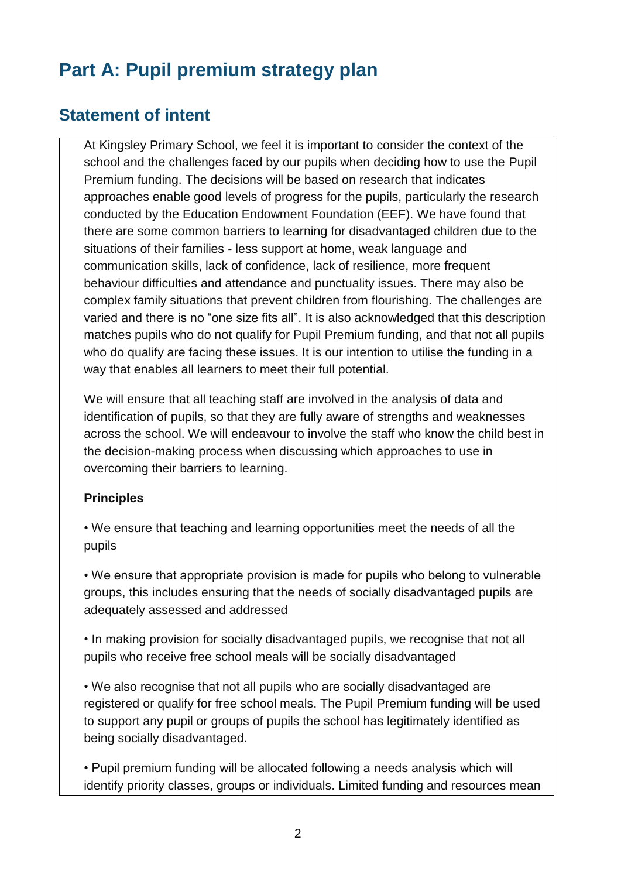# Part A: Pupil premium strategy plan

## Statement of intent

At Kingsley Primary School, we feel it is important to consider the context of the school and the challenges faced by our pupils when deciding how to use the Pupil Premium funding. The decisions will be based on research that indicates approaches enable good levels of progress for the pupils, particularly the research conducted by the Education Endowment Foundation (EEF). We have found that there are some common barriers to learning for disadvantaged children due to the situations of their families - less support at home, weak language and communication skills, lack of confidence, lack of resilience, more frequent behaviour difficulties and attendance and punctuality issues. There may also be complex family situations that prevent children from flourishing. The challenges are varied and there is no "one size fits all". It is also acknowledged that this description matches pupils who do not qualify for Pupil Premium funding, and that not all pupils who do qualify are facing these issues. It is our intention to utilise the funding in a way that enables all learners to meet their full potential.

We will ensure that all teaching staff are involved in the analysis of data and identification of pupils, so that they are fully aware of strengths and weaknesses across the school. We will endeavour to involve the staff who know the child best in the decision-making process when discussing which approaches to use in overcoming their barriers to learning.

**Principles**

• We ensure that teaching and learning opportunities meet the needs of all the pupils

• We ensure that appropriate provision is made for pupils who belong to vulnerable groups, this includes ensuring that the needs of socially disadvantaged pupils are adequately assessed and addressed

• In making provision for socially disadvantaged pupils, we recognise that not all pupils who receive free school meals will be socially disadvantaged

• We also recognise that not all pupils who are socially disadvantaged are registered or qualify for free school meals. The Pupil Premium funding will be used to support any pupil or groups of pupils the school has legitimately identified as being socially disadvantaged.

• Pupil premium funding will be allocated following a needs analysis which will identify priority classes, groups or individuals. Limited funding and resources mean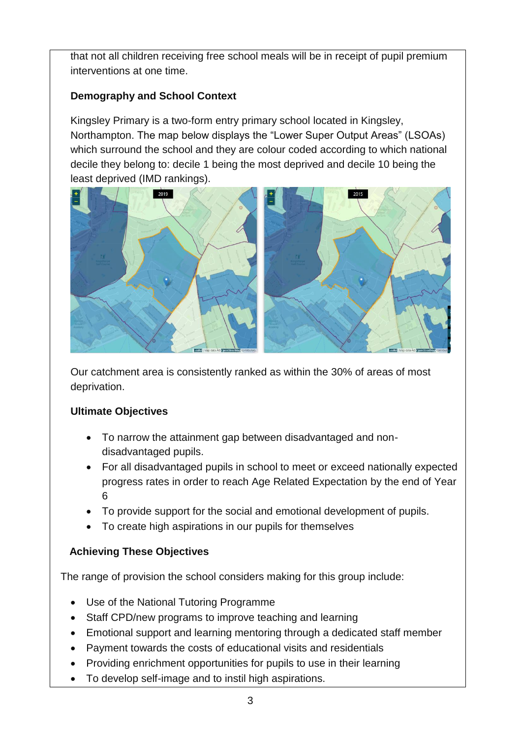that not all children receiving free school meals will be in receipt of pupil premium interventions at one time.

**Demography and School Context**

Kingsley Primary is a two-form entry primary school located in Kingsley, Northampton. The map below displays the "Lower Super Output Areas" (LSOAs) which surround the school and they are colour coded according to which national decile they belong to: decile 1 being the most deprived and decile 10 being the least deprived (IMD rankings).

Our catchment area is consistently ranked as within the 30% of areas of most deprivation.

**Ultimate Objectives**

- To narrow the attainment gap between disadvantaged and non-disadvantaged pupils.
- For all disadvantaged pupils in school to meet or exceed nationally expected progress rates in order to reach Age Related Expectation by the end of Year 6
- To provide support for the social and emotional development of pupils.
- To create high aspirations in our pupils for themselves

**Achieving These Objectives**

The range of provision the school considers making for this group include:

- Use of the National Tutoring Programme
- Staff CPD/new programs to improve teaching and learning
- Emotional support and learning mentoring through a dedicated staff member
- Payment towards the costs of educational visits and residentials
- Providing enrichment opportunities for pupils to use in their learning
- To develop self-image and to instil high aspirations.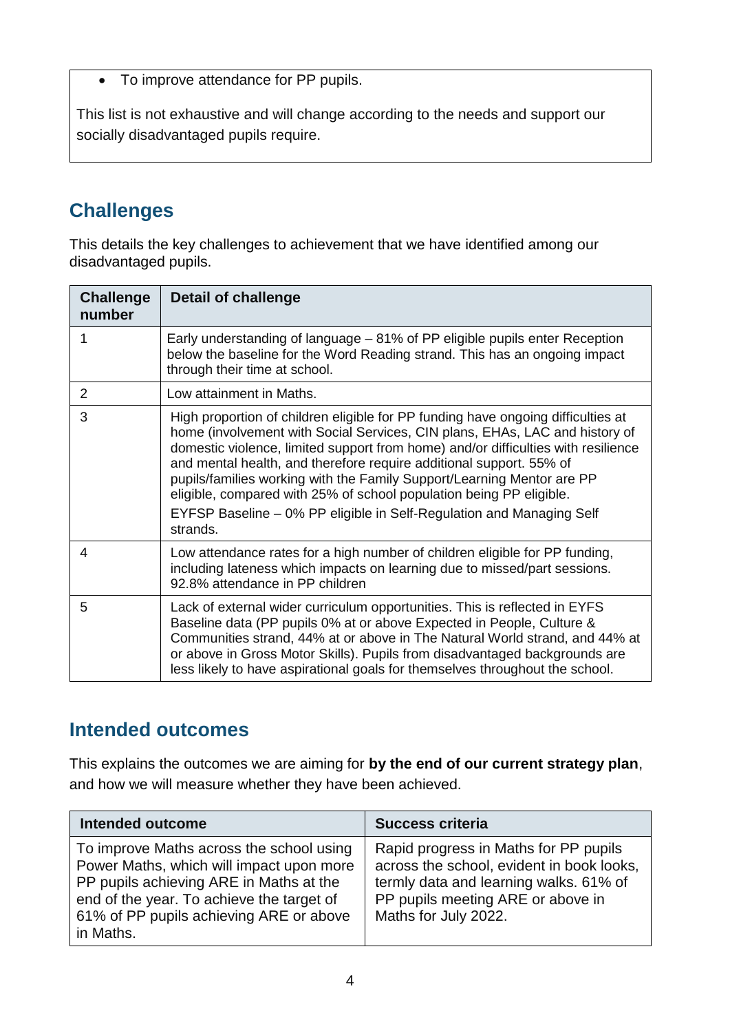- To improve attendance for PP pupils.

This list is not exhaustive and will change according to the needs and support our socially disadvantaged pupils require.

## Challenges

This details the key challenges to achievement that we have identified among our disadvantaged pupils.

| Challenge number | Detail of challenge |
| --- | --- |
| 1 | Early understanding of language – 81% of PP eligible pupils enter Reception below the baseline for the Word Reading strand. This has an ongoing impact through their time at school. |
| 2 | Low attainment in Maths. |
| 3 | High proportion of children eligible for PP funding have ongoing difficulties at home (involvement with Social Services, CIN plans, EHAs, LAC and history of domestic violence, limited support from home) and/or difficulties with resilience and mental health, and therefore require additional support. 55% of pupils/families working with the Family Support/Learning Mentor are PP eligible, compared with 25% of school population being PP eligible.<br>EYFSP Baseline – 0% PP eligible in Self-Regulation and Managing Self strands. |
| 4 | Low attendance rates for a high number of children eligible for PP funding, including lateness which impacts on learning due to missed/part sessions. 92.8% attendance in PP children |
| 5 | Lack of external wider curriculum opportunities. This is reflected in EYFS Baseline data (PP pupils 0% at or above Expected in People, Culture & Communities strand, 44% at or above in The Natural World strand, and 44% at or above in Gross Motor Skills). Pupils from disadvantaged backgrounds are less likely to have aspirational goals for themselves throughout the school. |

## Intended outcomes

This explains the outcomes we are aiming for **by the end of our current strategy plan**, and how we will measure whether they have been achieved.

| Intended outcome | Success criteria |
| --- | --- |
| To improve Maths across the school using Power Maths, which will impact upon more PP pupils achieving ARE in Maths at the end of the year. To achieve the target of 61% of PP pupils achieving ARE or above in Maths. | Rapid progress in Maths for PP pupils across the school, evident in book looks, termly data and learning walks. 61% of PP pupils meeting ARE or above in Maths for July 2022. |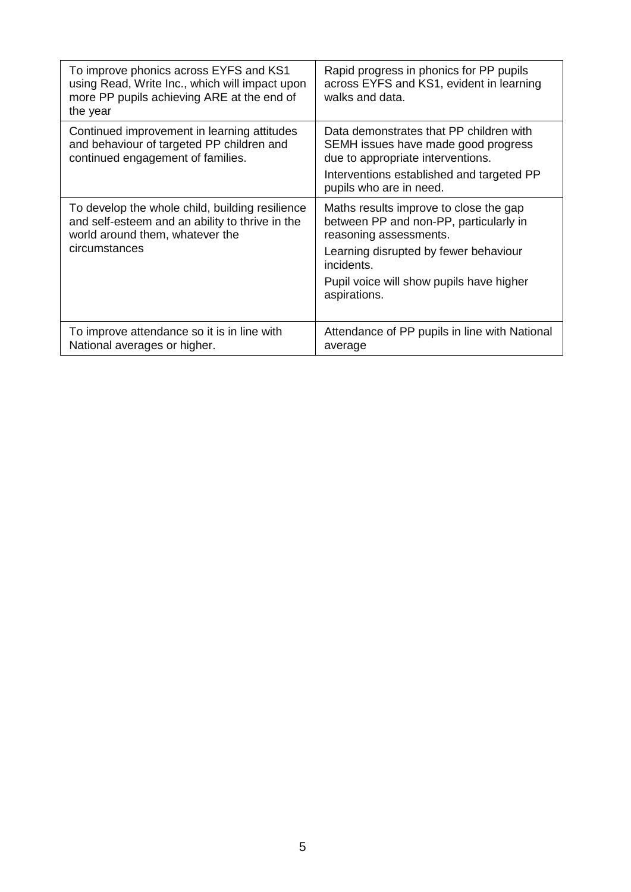| | |
|---|---|
| To improve phonics across EYFS and KS1 using Read, Write Inc., which will impact upon more PP pupils achieving ARE at the end of the year | Rapid progress in phonics for PP pupils across EYFS and KS1, evident in learning walks and data. |
| Continued improvement in learning attitudes and behaviour of targeted PP children and continued engagement of families. | Data demonstrates that PP children with SEMH issues have made good progress due to appropriate interventions.<br><br>Interventions established and targeted PP pupils who are in need. |
| To develop the whole child, building resilience and self-esteem and an ability to thrive in the world around them, whatever the circumstances | Maths results improve to close the gap between PP and non-PP, particularly in reasoning assessments.<br><br>Learning disrupted by fewer behaviour incidents.<br><br>Pupil voice will show pupils have higher aspirations. |
| To improve attendance so it is in line with National averages or higher. | Attendance of PP pupils in line with National average |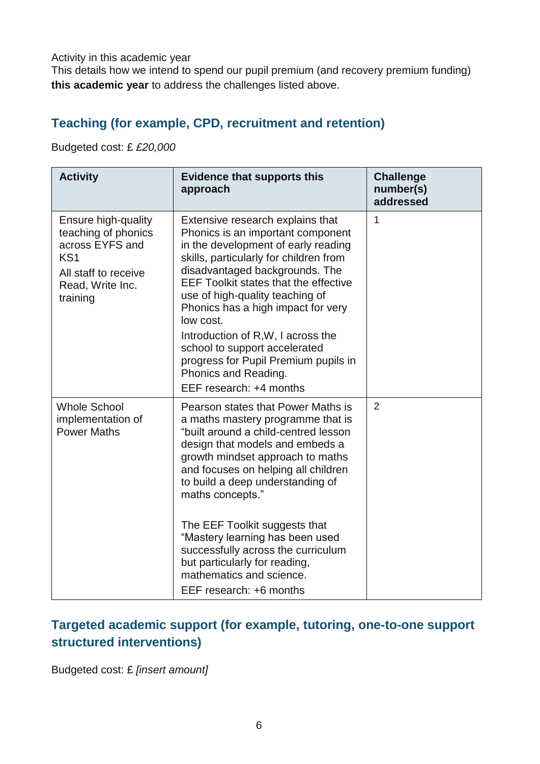Activity in this academic year

This details how we intend to spend our pupil premium (and recovery premium funding) **this academic year** to address the challenges listed above.

## Teaching (for example, CPD, recruitment and retention)

Budgeted cost: £ *£20,000*

| Activity | Evidence that supports this approach | Challenge number(s) addressed |
| --- | --- | --- |
| Ensure high-quality teaching of phonics across EYFS and KS1<br>All staff to receive Read, Write Inc. training | Extensive research explains that Phonics is an important component in the development of early reading skills, particularly for children from disadvantaged backgrounds. The EEF Toolkit states that the effective use of high-quality teaching of Phonics has a high impact for very low cost.<br>Introduction of R,W, I across the school to support accelerated progress for Pupil Premium pupils in Phonics and Reading.<br>EEF research: +4 months | 1 |
| Whole School implementation of Power Maths | Pearson states that Power Maths is a maths mastery programme that is "built around a child-centred lesson design that models and embeds a growth mindset approach to maths and focuses on helping all children to build a deep understanding of maths concepts."<br><br>The EEF Toolkit suggests that "Mastery learning has been used successfully across the curriculum but particularly for reading, mathematics and science.<br>EEF research: +6 months | 2 |

## Targeted academic support (for example, tutoring, one-to-one support structured interventions)

Budgeted cost: £ *[insert amount]*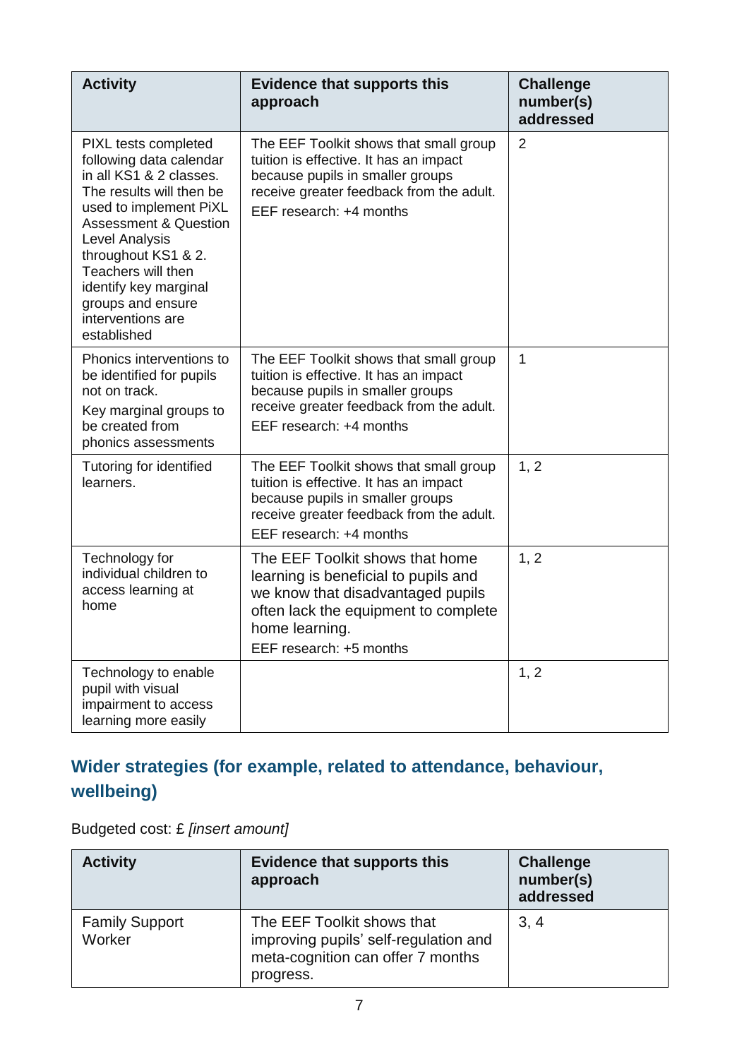| Activity | Evidence that supports this approach | Challenge number(s) addressed |
|---|---|---|
| PIXL tests completed following data calendar in all KS1 & 2 classes. The results will then be used to implement PiXL Assessment & Question Level Analysis throughout KS1 & 2. Teachers will then identify key marginal groups and ensure interventions are established | The EEF Toolkit shows that small group tuition is effective. It has an impact because pupils in smaller groups receive greater feedback from the adult.<br>EEF research: +4 months | 2 |
| Phonics interventions to be identified for pupils not on track.<br>Key marginal groups to be created from phonics assessments | The EEF Toolkit shows that small group tuition is effective. It has an impact because pupils in smaller groups receive greater feedback from the adult.<br>EEF research: +4 months | 1 |
| Tutoring for identified learners. | The EEF Toolkit shows that small group tuition is effective. It has an impact because pupils in smaller groups receive greater feedback from the adult.<br>EEF research: +4 months | 1, 2 |
| Technology for individual children to access learning at home | The EEF Toolkit shows that home learning is beneficial to pupils and we know that disadvantaged pupils often lack the equipment to complete home learning.<br>EEF research: +5 months | 1, 2 |
| Technology to enable pupil with visual impairment to access learning more easily | | 1, 2 |

## Wider strategies (for example, related to attendance, behaviour, wellbeing)

Budgeted cost: £ *[insert amount]*

| Activity | Evidence that supports this approach | Challenge number(s) addressed |
|---|---|---|
| Family Support Worker | The EEF Toolkit shows that improving pupils' self-regulation and meta-cognition can offer 7 months progress. | 3, 4 |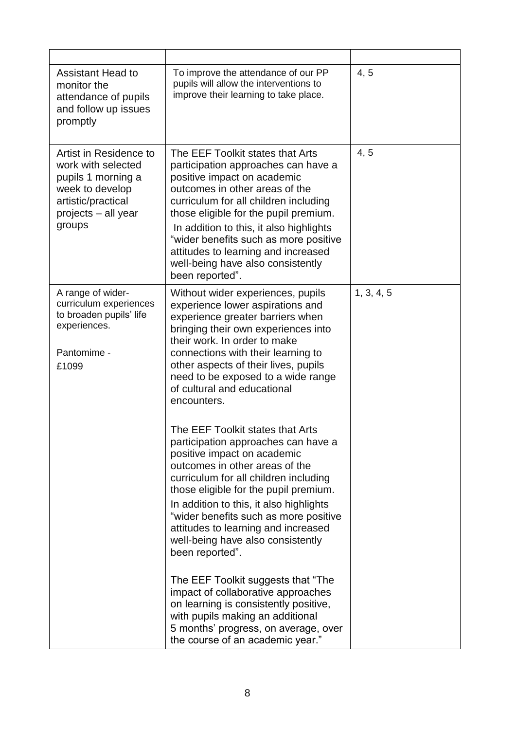| | | |
|---|---|---|
| Assistant Head to monitor the attendance of pupils and follow up issues promptly | To improve the attendance of our PP pupils will allow the interventions to improve their learning to take place. | 4, 5 |
| Artist in Residence to work with selected pupils 1 morning a week to develop artistic/practical projects – all year groups | The EEF Toolkit states that Arts participation approaches can have a positive impact on academic outcomes in other areas of the curriculum for all children including those eligible for the pupil premium.<br>In addition to this, it also highlights "wider benefits such as more positive attitudes to learning and increased well-being have also consistently been reported". | 4, 5 |
| A range of wider-curriculum experiences to broaden pupils' life experiences.<br><br>Pantomime - £1099 | Without wider experiences, pupils experience lower aspirations and experience greater barriers when bringing their own experiences into their work. In order to make connections with their learning to other aspects of their lives, pupils need to be exposed to a wide range of cultural and educational encounters.<br><br>The EEF Toolkit states that Arts participation approaches can have a positive impact on academic outcomes in other areas of the curriculum for all children including those eligible for the pupil premium.<br>In addition to this, it also highlights "wider benefits such as more positive attitudes to learning and increased well-being have also consistently been reported".<br><br>The EEF Toolkit suggests that "The impact of collaborative approaches on learning is consistently positive, with pupils making an additional 5 months' progress, on average, over the course of an academic year." | 1, 3, 4, 5 |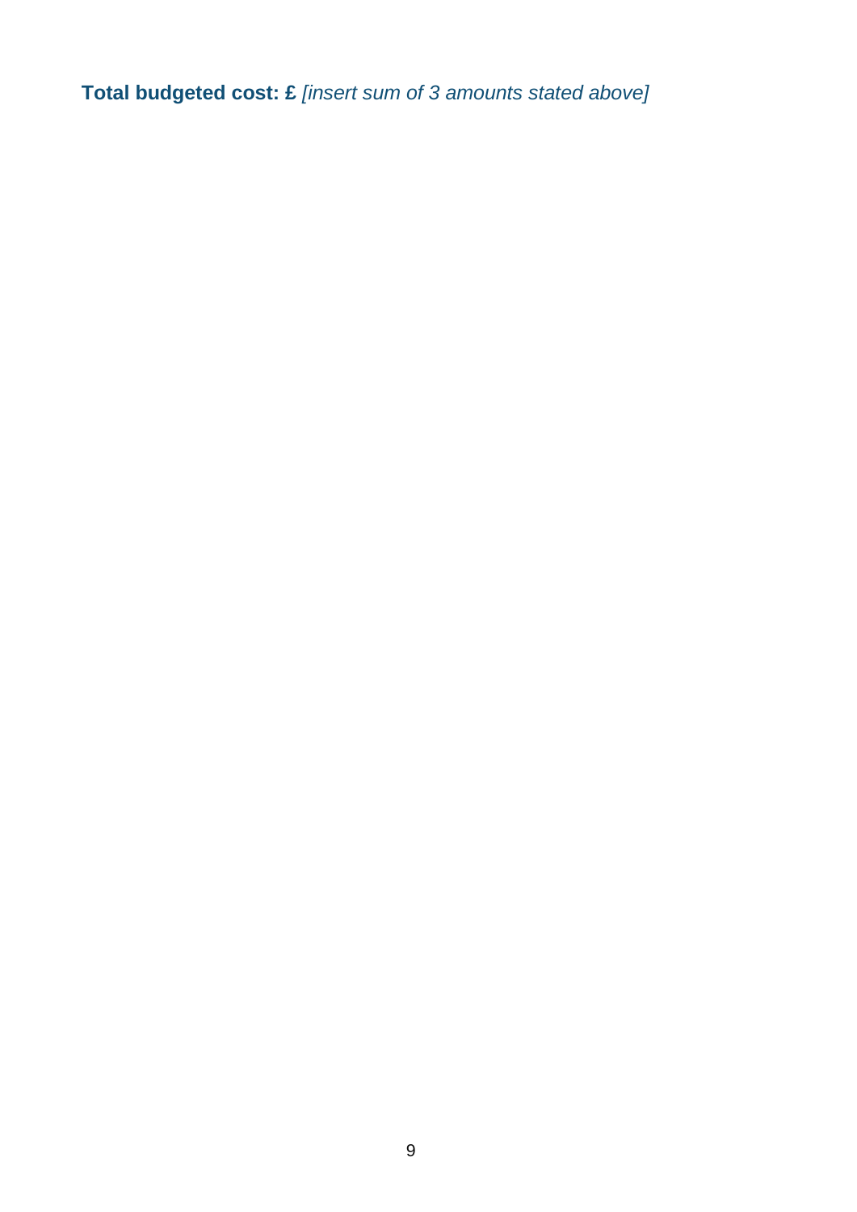**Total budgeted cost: £** *[insert sum of 3 amounts stated above]*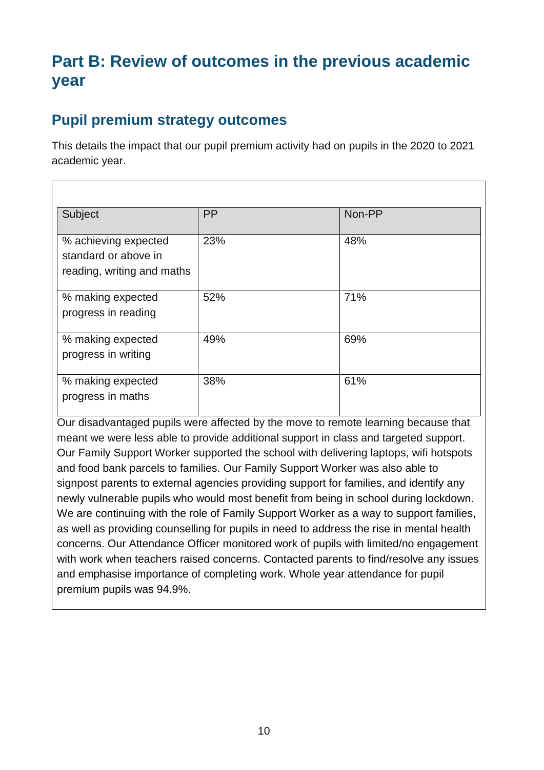# Part B: Review of outcomes in the previous academic year

## Pupil premium strategy outcomes

This details the impact that our pupil premium activity had on pupils in the 2020 to 2021 academic year.

| Subject | PP | Non-PP |
| --- | --- | --- |
| % achieving expected standard or above in reading, writing and maths | 23% | 48% |
| % making expected progress in reading | 52% | 71% |
| % making expected progress in writing | 49% | 69% |
| % making expected progress in maths | 38% | 61% |

Our disadvantaged pupils were affected by the move to remote learning because that meant we were less able to provide additional support in class and targeted support. Our Family Support Worker supported the school with delivering laptops, wifi hotspots and food bank parcels to families. Our Family Support Worker was also able to signpost parents to external agencies providing support for families, and identify any newly vulnerable pupils who would most benefit from being in school during lockdown. We are continuing with the role of Family Support Worker as a way to support families, as well as providing counselling for pupils in need to address the rise in mental health concerns. Our Attendance Officer monitored work of pupils with limited/no engagement with work when teachers raised concerns. Contacted parents to find/resolve any issues and emphasise importance of completing work. Whole year attendance for pupil premium pupils was 94.9%.